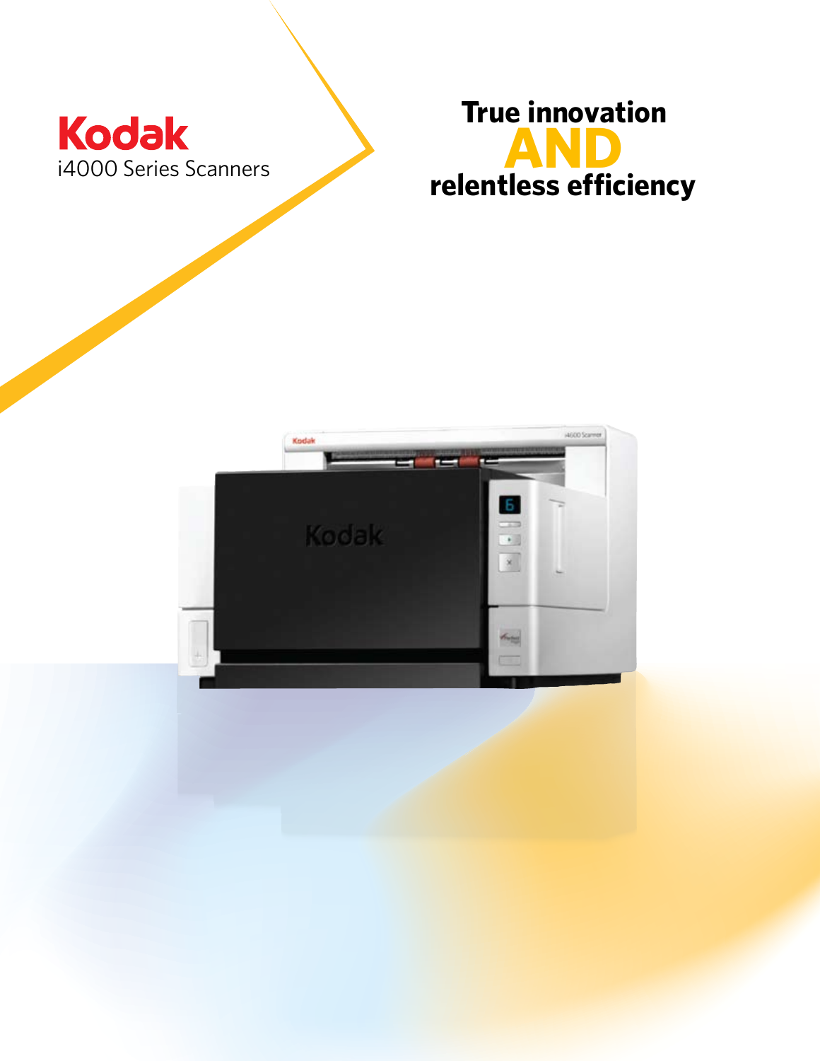# Kodak

i4000 Series Scanners

## True innovation AND relentless efficiency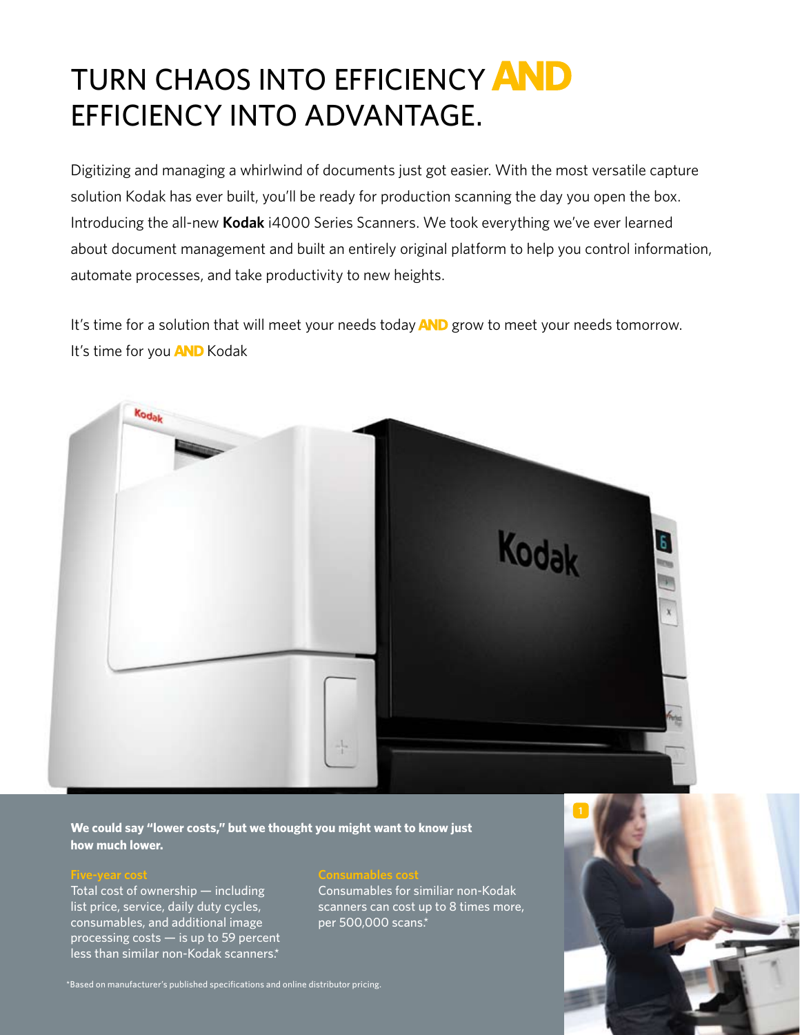# TURN CHAOS INTO EFFICIENCY AND EFFICIENCY INTO ADVANTAGE.

Digitizing and managing a whirlwind of documents just got easier. With the most versatile capture solution Kodak has ever built, you'll be ready for production scanning the day you open the box. Introducing the all-new **Kodak** i4000 Series Scanners. We took everything we've ever learned about document management and built an entirely original platform to help you control information, automate processes, and take productivity to new heights.

It's time for a solution that will meet your needs today **AND** grow to meet your needs tomorrow. It's time for you **AND** Kodak

**We could say "lower costs," but we thought you might want to know just how much lower.**

**Five-year cost**
Total cost of ownership — including list price, service, daily duty cycles, consumables, and additional image processing costs — is up to 59 percent less than similar non-Kodak scanners.*

**Consumables cost**
Consumables for similiar non-Kodak scanners can cost up to 8 times more, per 500,000 scans.*

*Based on manufacturer's published specifications and online distributor pricing.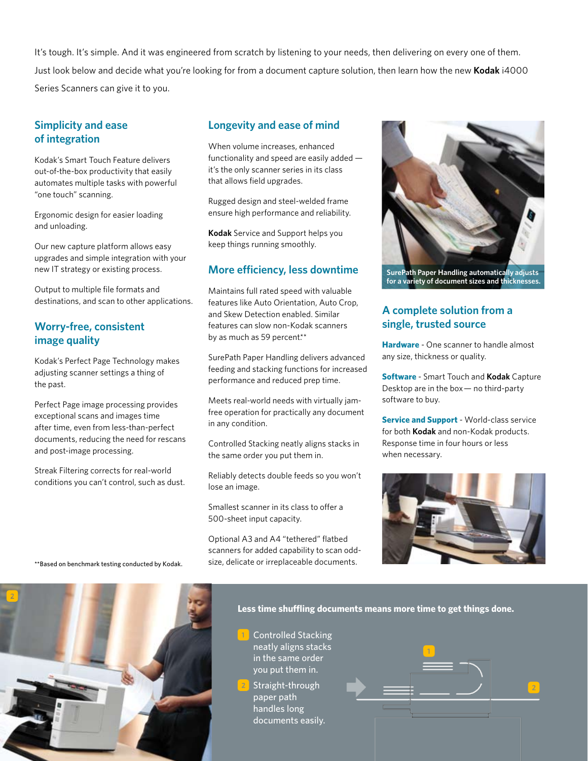It's tough. It's simple. And it was engineered from scratch by listening to your needs, then delivering on every one of them. Just look below and decide what you're looking for from a document capture solution, then learn how the new **Kodak** i4000 Series Scanners can give it to you.

## Simplicity and ease of integration

Kodak's Smart Touch Feature delivers out-of-the-box productivity that easily automates multiple tasks with powerful "one touch" scanning.

Ergonomic design for easier loading and unloading.

Our new capture platform allows easy upgrades and simple integration with your new IT strategy or existing process.

Output to multiple file formats and destinations, and scan to other applications.

## Worry-free, consistent image quality

Kodak's Perfect Page Technology makes adjusting scanner settings a thing of the past.

Perfect Page image processing provides exceptional scans and images time after time, even from less-than-perfect documents, reducing the need for rescans and post-image processing.

Streak Filtering corrects for real-world conditions you can't control, such as dust.

**Based on benchmark testing conducted by Kodak.

## Longevity and ease of mind

When volume increases, enhanced functionality and speed are easily added — it's the only scanner series in its class that allows field upgrades.

Rugged design and steel-welded frame ensure high performance and reliability.

**Kodak** Service and Support helps you keep things running smoothly.

## More efficiency, less downtime

Maintains full rated speed with valuable features like Auto Orientation, Auto Crop, and Skew Detection enabled. Similar features can slow non-Kodak scanners by as much as 59 percent.**

SurePath Paper Handling delivers advanced feeding and stacking functions for increased performance and reduced prep time.

Meets real-world needs with virtually jam-free operation for practically any document in any condition.

Controlled Stacking neatly aligns stacks in the same order you put them in.

Reliably detects double feeds so you won't lose an image.

Smallest scanner in its class to offer a 500-sheet input capacity.

Optional A3 and A4 "tethered" flatbed scanners for added capability to scan odd-size, delicate or irreplaceable documents.

SurePath Paper Handling automatically adjusts for a variety of document sizes and thicknesses.

## A complete solution from a single, trusted source

**Hardware** - One scanner to handle almost any size, thickness or quality.

**Software** - Smart Touch and **Kodak** Capture Desktop are in the box — no third-party software to buy.

**Service and Support** - World-class service for both **Kodak** and non-Kodak products. Response time in four hours or less when necessary.

**Less time shuffling documents means more time to get things done.**

1. Controlled Stacking neatly aligns stacks in the same order you put them in.
2. Straight-through paper path handles long documents easily.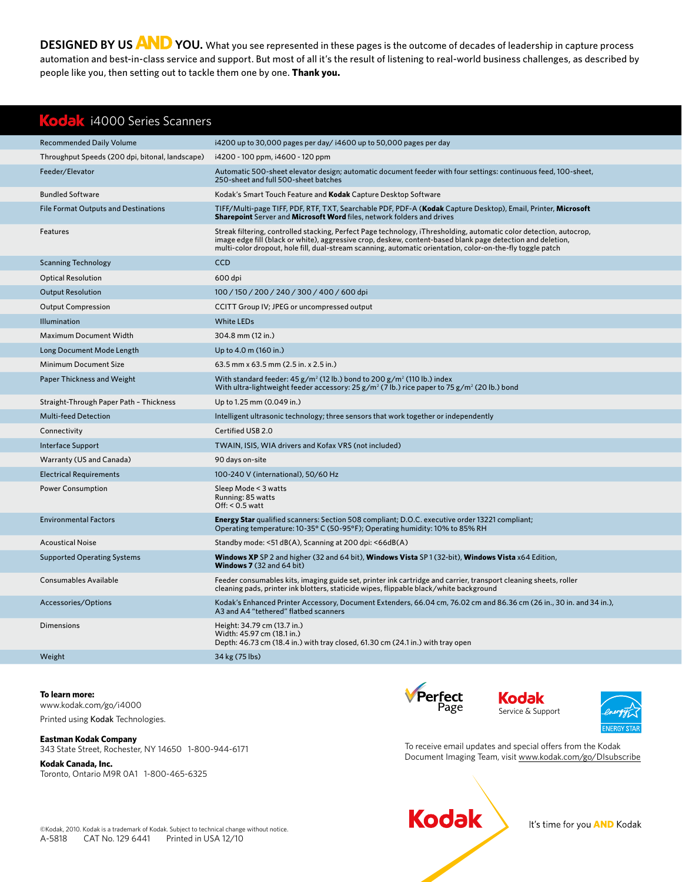**DESIGNED BY US AND YOU.** What you see represented in these pages is the outcome of decades of leadership in capture process automation and best-in-class service and support. But most of all it's the result of listening to real-world business challenges, as described by people like you, then setting out to tackle them one by one. **Thank you.**

## Kodak i4000 Series Scanners

| | |
|---|---|
| Recommended Daily Volume | i4200 up to 30,000 pages per day/ i4600 up to 50,000 pages per day |
| Throughput Speeds (200 dpi, bitonal, landscape) | i4200 - 100 ppm, i4600 - 120 ppm |
| Feeder/Elevator | Automatic 500-sheet elevator design; automatic document feeder with four settings: continuous feed, 100-sheet, 250-sheet and full 500-sheet batches |
| Bundled Software | Kodak's Smart Touch Feature and **Kodak** Capture Desktop Software |
| File Format Outputs and Destinations | TIFF/Multi-page TIFF, PDF, RTF, TXT, Searchable PDF, PDF-A (**Kodak** Capture Desktop), Email, Printer, **Microsoft Sharepoint** Server and **Microsoft Word** files, network folders and drives |
| Features | Streak filtering, controlled stacking, Perfect Page technology, iThresholding, automatic color detection, autocrop, image edge fill (black or white), aggressive crop, deskew, content-based blank page detection and deletion, multi-color dropout, hole fill, dual-stream scanning, automatic orientation, color-on-the-fly toggle patch |
| Scanning Technology | CCD |
| Optical Resolution | 600 dpi |
| Output Resolution | 100 / 150 / 200 / 240 / 300 / 400 / 600 dpi |
| Output Compression | CCITT Group IV; JPEG or uncompressed output |
| Illumination | White LEDs |
| Maximum Document Width | 304.8 mm (12 in.) |
| Long Document Mode Length | Up to 4.0 m (160 in.) |
| Minimum Document Size | 63.5 mm x 63.5 mm (2.5 in. x 2.5 in.) |
| Paper Thickness and Weight | With standard feeder: 45 g/m² (12 lb.) bond to 200 g/m² (110 lb.) index<br>With ultra-lightweight feeder accessory: 25 g/m² (7 lb.) rice paper to 75 g/m² (20 lb.) bond |
| Straight-Through Paper Path - Thickness | Up to 1.25 mm (0.049 in.) |
| Multi-feed Detection | Intelligent ultrasonic technology; three sensors that work together or independently |
| Connectivity | Certified USB 2.0 |
| Interface Support | TWAIN, ISIS, WIA drivers and Kofax VRS (not included) |
| Warranty (US and Canada) | 90 days on-site |
| Electrical Requirements | 100-240 V (international), 50/60 Hz |
| Power Consumption | Sleep Mode < 3 watts<br>Running: 85 watts<br>Off: < 0.5 watt |
| Environmental Factors | **Energy Star** qualified scanners: Section 508 compliant; D.O.C. executive order 13221 compliant;<br>Operating temperature: 10-35° C (50-95°F); Operating humidity: 10% to 85% RH |
| Acoustical Noise | Standby mode: <51 dB(A), Scanning at 200 dpi: <66dB(A) |
| Supported Operating Systems | **Windows XP** SP 2 and higher (32 and 64 bit), **Windows Vista** SP 1 (32-bit), **Windows Vista** x64 Edition, **Windows 7** (32 and 64 bit) |
| Consumables Available | Feeder consumables kits, imaging guide set, printer ink cartridge and carrier, transport cleaning sheets, roller cleaning pads, printer ink blotters, staticide wipes, flippable black/white background |
| Accessories/Options | Kodak's Enhanced Printer Accessory, Document Extenders, 66.04 cm, 76.02 cm and 86.36 cm (26 in., 30 in. and 34 in.), A3 and A4 "tethered" flatbed scanners |
| Dimensions | Height: 34.79 cm (13.7 in.)<br>Width: 45.97 cm (18.1 in.)<br>Depth: 46.73 cm (18.4 in.) with tray closed, 61.30 cm (24.1 in.) with tray open |
| Weight | 34 kg (75 lbs) |

**To learn more:**
www.kodak.com/go/i4000
Printed using Kodak Technologies.

**Eastman Kodak Company**
343 State Street, Rochester, NY 14650 1-800-944-6171

**Kodak Canada, Inc.**
Toronto, Ontario M9R 0A1 1-800-465-6325

Perfect Page

Kodak Service & Support

ENERGY STAR

To receive email updates and special offers from the Kodak Document Imaging Team, visit www.kodak.com/go/DIsubscribe

Kodak

It's time for you AND Kodak

©Kodak, 2010. Kodak is a trademark of Kodak. Subject to technical change without notice.
A-5818 CAT No. 129 6441 Printed in USA 12/10